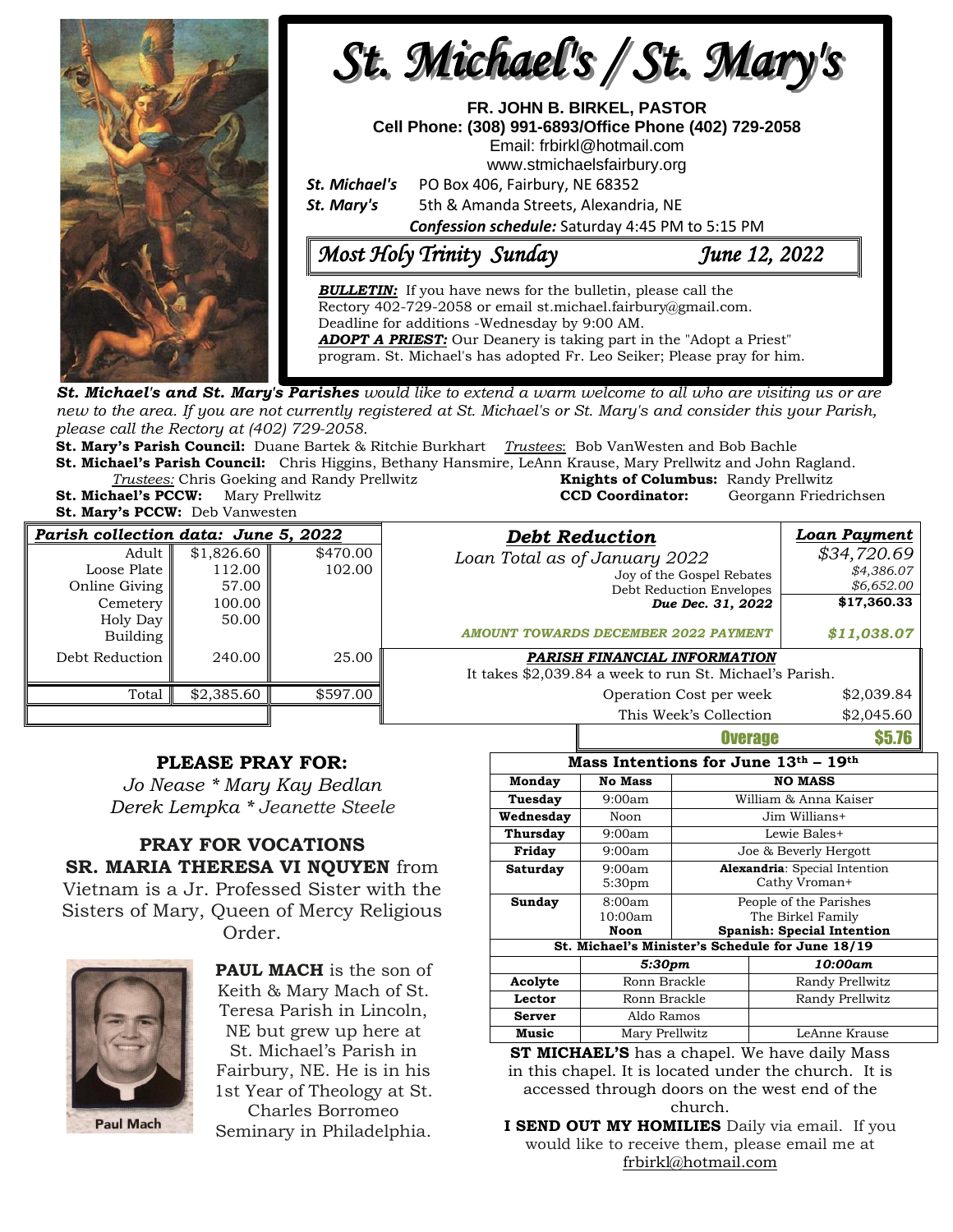# St. Michael's / St. Mary's

**FR. JOHN B. BIRKEL, PASTOR**
**Cell Phone: (308) 991-6893/Office Phone (402) 729-2058**
Email: frbirkl@hotmail.com
www.stmichaelsfairbury.org

***St. Michael's*** PO Box 406, Fairbury, NE 68352
***St. Mary's*** 5th & Amanda Streets, Alexandria, NE

***Confession schedule:*** Saturday 4:45 PM to 5:15 PM

## *Most Holy Trinity Sunday* — *June 12, 2022*

***BULLETIN:*** If you have news for the bulletin, please call the Rectory 402-729-2058 or email st.michael.fairbury@gmail.com. Deadline for additions -Wednesday by 9:00 AM.
***ADOPT A PRIEST:*** Our Deanery is taking part in the "Adopt a Priest" program. St. Michael's has adopted Fr. Leo Seiker; Please pray for him.

***St. Michael's and St. Mary's Parishes*** *would like to extend a warm welcome to all who are visiting us or are new to the area. If you are not currently registered at St. Michael's or St. Mary's and consider this your Parish, please call the Rectory at (402) 729-2058.*

**St. Mary's Parish Council:** Duane Bartek & Ritchie Burkhart *Trustees*: Bob VanWesten and Bob Bachle
**St. Michael's Parish Council:** Chris Higgins, Bethany Hansmire, LeAnn Krause, Mary Prellwitz and John Ragland.
*Trustees:* Chris Goeking and Randy Prellwitz
**Knights of Columbus:** Randy Prellwitz
**St. Michael's PCCW:** Mary Prellwitz
**CCD Coordinator:** Georgann Friedrichsen
**St. Mary's PCCW:** Deb Vanwesten

| *Parish collection data: June 5, 2022* | | |
|---|---|---|
| Adult | $1,826.60 | $470.00 |
| Loose Plate | 112.00 | 102.00 |
| Online Giving | 57.00 | |
| Cemetery | 100.00 | |
| Holy Day | 50.00 | |
| Building | | |
| Debt Reduction | 240.00 | 25.00 |
| Total | $2,385.60 | $597.00 |

| ***Debt Reduction*** | ***Loan Payment*** |
|---|---|
| *Loan Total as of January 2022* | *$34,720.69* |
| Joy of the Gospel Rebates | *$4,386.07* |
| Debt Reduction Envelopes | *$6,652.00* |
| ***Due Dec. 31, 2022*** | **$17,360.33** |
| ***AMOUNT TOWARDS DECEMBER 2022 PAYMENT*** | ***$11,038.07*** |

***PARISH FINANCIAL INFORMATION***
It takes $2,039.84 a week to run St. Michael's Parish.

| | |
|---|---|
| Operation Cost per week | $2,039.84 |
| This Week's Collection | $2,045.60 |
| **Overage** | **$5.76** |

### PLEASE PRAY FOR:

*Jo Nease * Mary Kay Bedlan*
*Derek Lempka * Jeanette Steele*

### PRAY FOR VOCATIONS

**SR. MARIA THERESA VI NQUYEN** from Vietnam is a Jr. Professed Sister with the Sisters of Mary, Queen of Mercy Religious Order.

Paul Mach

**PAUL MACH** is the son of Keith & Mary Mach of St. Teresa Parish in Lincoln, NE but grew up here at St. Michael's Parish in Fairbury, NE. He is in his 1st Year of Theology at St. Charles Borromeo Seminary in Philadelphia.

| **Mass Intentions for June 13th – 19th** | | |
|---|---|---|
| **Monday** | **No Mass** | **NO MASS** |
| **Tuesday** | 9:00am | William & Anna Kaiser |
| **Wednesday** | Noon | Jim Willians+ |
| **Thursday** | 9:00am | Lewie Bales+ |
| **Friday** | 9:00am | Joe & Beverly Hergott |
| **Saturday** | 9:00am<br>5:30pm | **Alexandria**: Special Intention<br>Cathy Vroman+ |
| **Sunday** | 8:00am<br>10:00am<br>**Noon** | People of the Parishes<br>The Birkel Family<br>**Spanish: Special Intention** |

| **St. Michael's Minister's Schedule for June 18/19** | | |
|---|---|---|
| | ***5:30pm*** | ***10:00am*** |
| **Acolyte** | Ronn Brackle | Randy Prellwitz |
| **Lector** | Ronn Brackle | Randy Prellwitz |
| **Server** | Aldo Ramos | |
| **Music** | Mary Prellwitz | LeAnne Krause |

**ST MICHAEL'S** has a chapel. We have daily Mass in this chapel. It is located under the church. It is accessed through doors on the west end of the church.

**I SEND OUT MY HOMILIES** Daily via email. If you would like to receive them, please email me at frbirkl@hotmail.com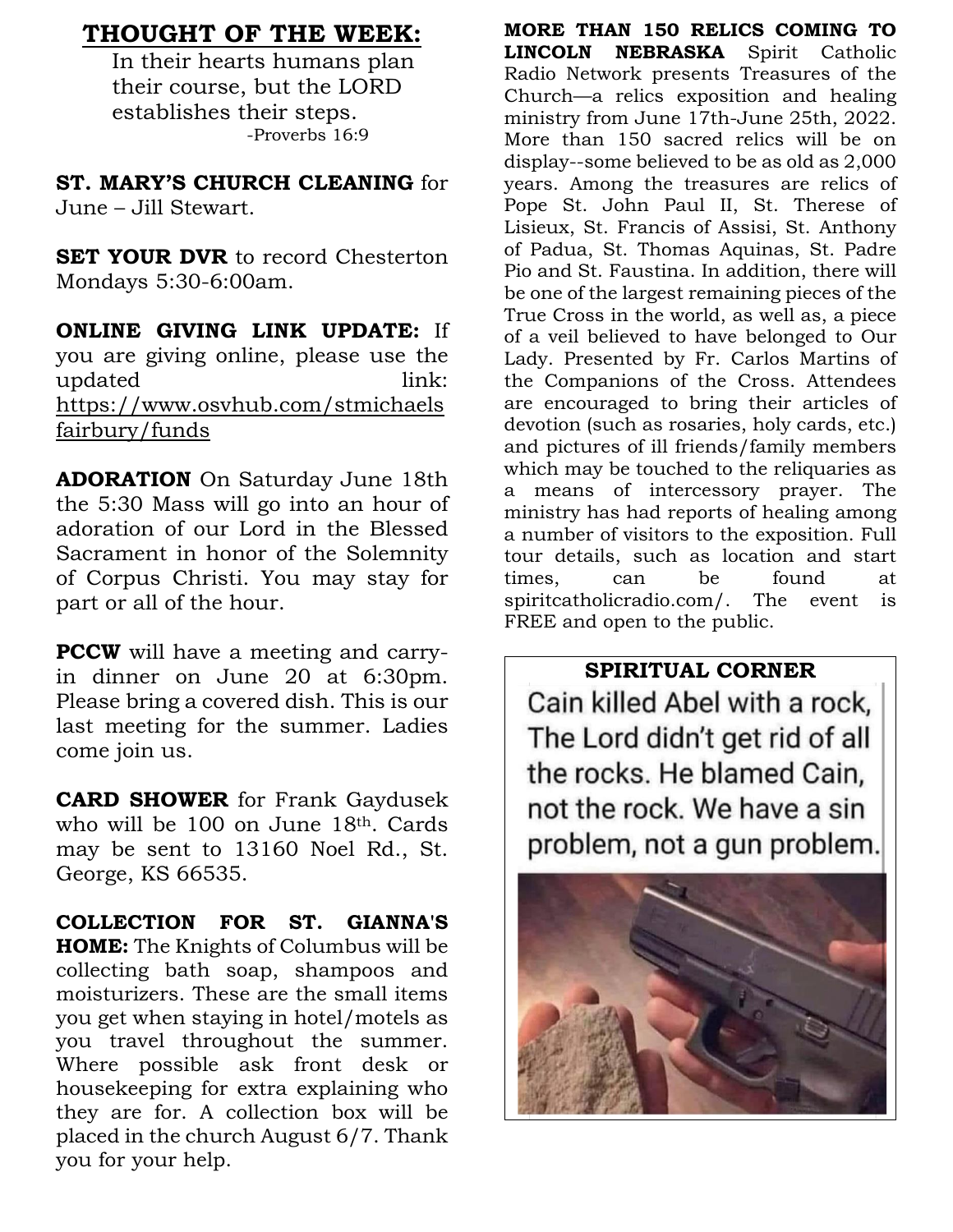## THOUGHT OF THE WEEK:

In their hearts humans plan their course, but the LORD establishes their steps.

-Proverbs 16:9

**ST. MARY'S CHURCH CLEANING** for June – Jill Stewart.

**SET YOUR DVR** to record Chesterton Mondays 5:30-6:00am.

**ONLINE GIVING LINK UPDATE:** If you are giving online, please use the updated link: https://www.osvhub.com/stmichaelsfairbury/funds

**ADORATION** On Saturday June 18th the 5:30 Mass will go into an hour of adoration of our Lord in the Blessed Sacrament in honor of the Solemnity of Corpus Christi. You may stay for part or all of the hour.

**PCCW** will have a meeting and carry-in dinner on June 20 at 6:30pm. Please bring a covered dish. This is our last meeting for the summer. Ladies come join us.

**CARD SHOWER** for Frank Gaydusek who will be 100 on June 18th. Cards may be sent to 13160 Noel Rd., St. George, KS 66535.

**COLLECTION FOR ST. GIANNA'S HOME:** The Knights of Columbus will be collecting bath soap, shampoos and moisturizers. These are the small items you get when staying in hotel/motels as you travel throughout the summer. Where possible ask front desk or housekeeping for extra explaining who they are for. A collection box will be placed in the church August 6/7. Thank you for your help.

**MORE THAN 150 RELICS COMING TO LINCOLN NEBRASKA** Spirit Catholic Radio Network presents Treasures of the Church—a relics exposition and healing ministry from June 17th-June 25th, 2022. More than 150 sacred relics will be on display--some believed to be as old as 2,000 years. Among the treasures are relics of Pope St. John Paul II, St. Therese of Lisieux, St. Francis of Assisi, St. Anthony of Padua, St. Thomas Aquinas, St. Padre Pio and St. Faustina. In addition, there will be one of the largest remaining pieces of the True Cross in the world, as well as, a piece of a veil believed to have belonged to Our Lady. Presented by Fr. Carlos Martins of the Companions of the Cross. Attendees are encouraged to bring their articles of devotion (such as rosaries, holy cards, etc.) and pictures of ill friends/family members which may be touched to the reliquaries as a means of intercessory prayer. The ministry has had reports of healing among a number of visitors to the exposition. Full tour details, such as location and start times, can be found at spiritcatholicradio.com/. The event is FREE and open to the public.

**SPIRITUAL CORNER**

Cain killed Abel with a rock, The Lord didn't get rid of all the rocks. He blamed Cain, not the rock. We have a sin problem, not a gun problem.